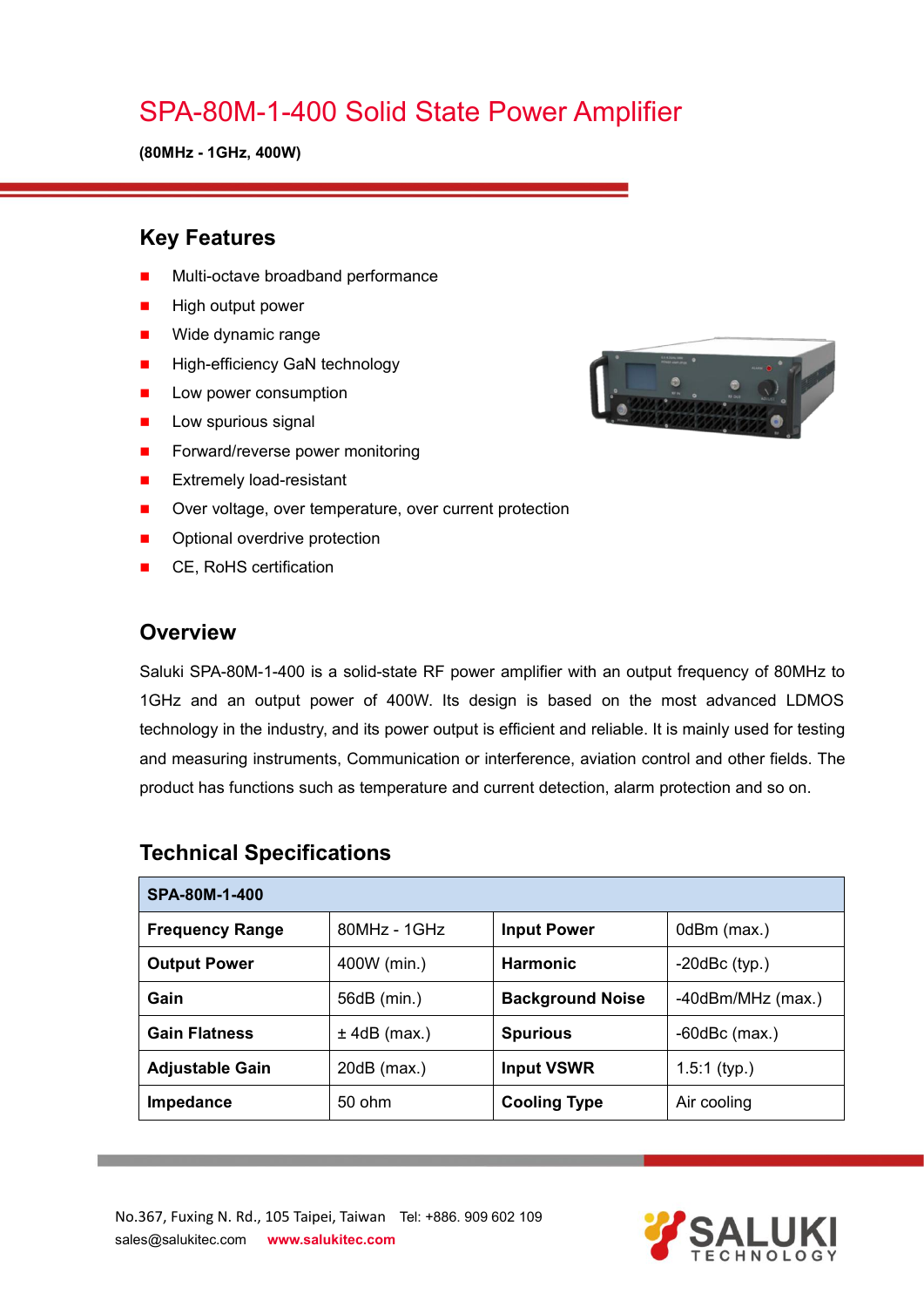# SPA-80M-1-400 Solid State Power Amplifier

**(80MHz - 1GHz, 400W)**

## Key Features

- Multi-octave broadband performance
- High output power
- Wide dynamic range
- High-efficiency GaN technology
- Low power consumption
- Low spurious signal
- Forward/reverse power monitoring
- Extremely load-resistant
- Over voltage, over temperature, over current protection
- Optional overdrive protection
- CE, RoHS certification

## Overview

Saluki SPA-80M-1-400 is a solid-state RF power amplifier with an output frequency of 80MHz to 1GHz and an output power of 400W. Its design is based on the most advanced LDMOS technology in the industry, and its power output is efficient and reliable. It is mainly used for testing and measuring instruments, Communication or interference, aviation control and other fields. The product has functions such as temperature and current detection, alarm protection and so on.

## Technical Specifications

| SPA-80M-1-400 | | | |
|---|---|---|---|
| **Frequency Range** | 80MHz - 1GHz | **Input Power** | 0dBm (max.) |
| **Output Power** | 400W (min.) | **Harmonic** | -20dBc (typ.) |
| **Gain** | 56dB (min.) | **Background Noise** | -40dBm/MHz (max.) |
| **Gain Flatness** | ± 4dB (max.) | **Spurious** | -60dBc (max.) |
| **Adjustable Gain** | 20dB (max.) | **Input VSWR** | 1.5:1 (typ.) |
| **Impedance** | 50 ohm | **Cooling Type** | Air cooling |

No.367, Fuxing N. Rd., 105 Taipei, Taiwan Tel: +886. 909 602 109
sales@salukitec.com **www.salukitec.com**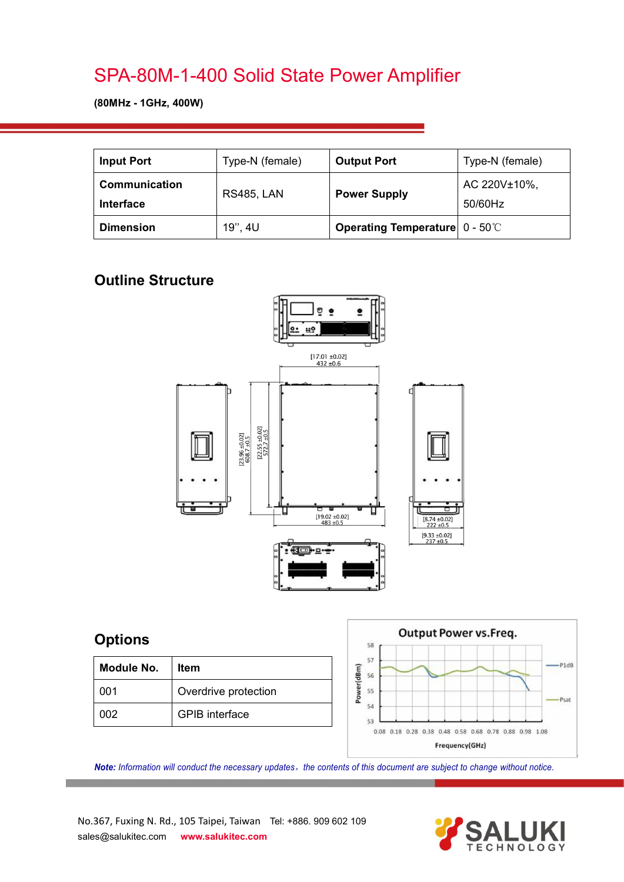# SPA-80M-1-400 Solid State Power Amplifier

**(80MHz - 1GHz, 400W)**

| | | | |
|---|---|---|---|
| **Input Port** | Type-N (female) | **Output Port** | Type-N (female) |
| **Communication Interface** | RS485, LAN | **Power Supply** | AC 220V±10%, 50/60Hz |
| **Dimension** | 19'', 4U | **Operating Temperature** | 0 - 50℃ |

## Outline Structure

[17.01 ±0.02]
432 ±0.6

[23.96 ±0.02]
608.7 ±0.5

[22.55 ±0.02]
572.7 ±0.5

[19.02 ±0.02]
483 ±0.5

[8.74 ±0.02]
222 ±0.5

[9.33 ±0.02]
237 ±0.5

## Options

| Module No. | Item |
|---|---|
| 001 | Overdrive protection |
| 002 | GPIB interface |

Output Power vs.Freq.

Power(dBm)

58
57
56
55
54
53

0.08 0.18 0.28 0.38 0.48 0.58 0.68 0.78 0.88 0.98 1.08

Frequency(GHz)

P1dB

Psat

***Note:*** *Information will conduct the necessary updates，the contents of this document are subject to change without notice.*

No.367, Fuxing N. Rd., 105 Taipei, Taiwan Tel: +886. 909 602 109
sales@salukitec.com **www.salukitec.com**

SALUKI TECHNOLOGY